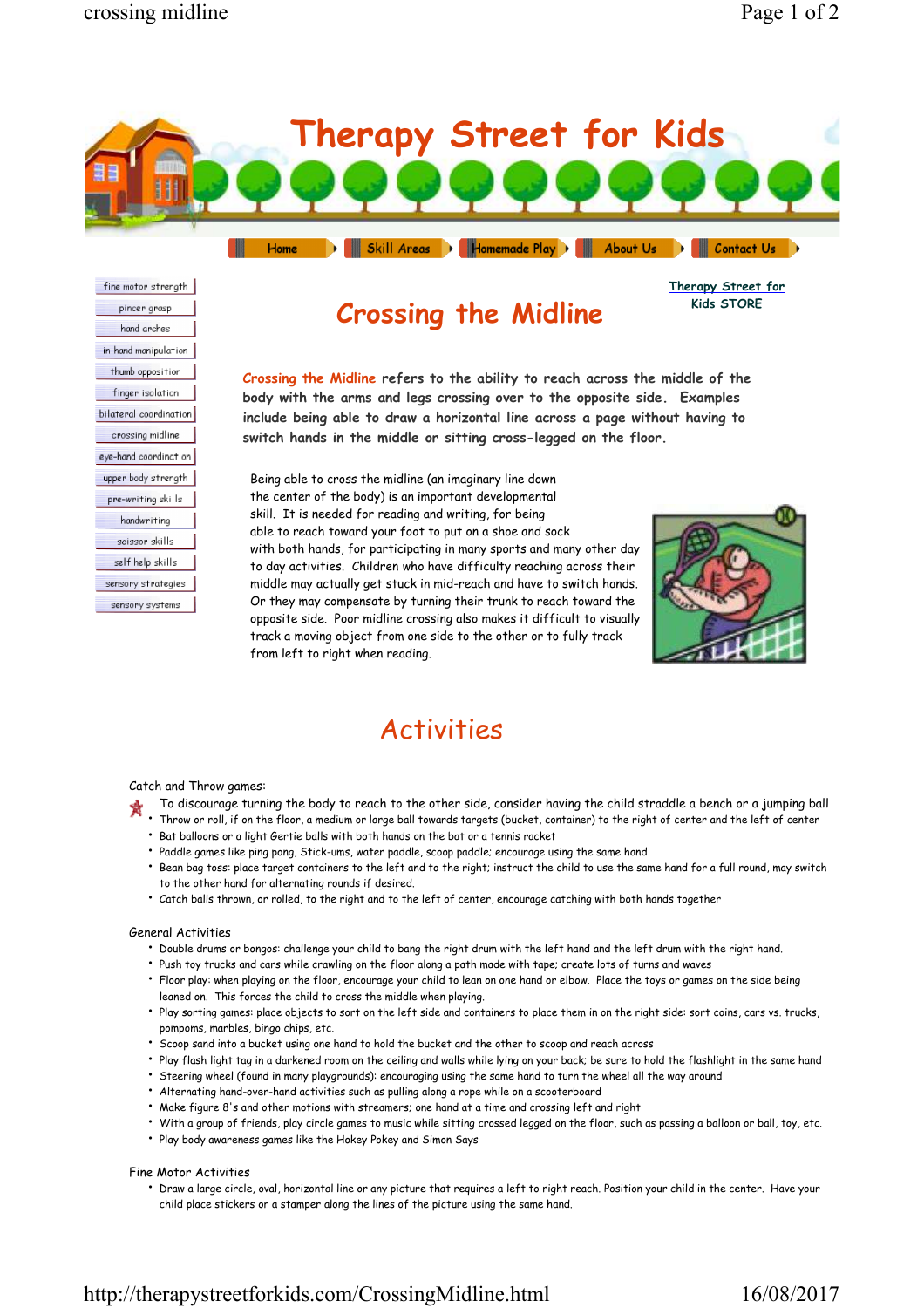# Therapy Street for Kids

Home | Skill Areas | Homemade Play | About Us | Contact Us

- fine motor strength
- pincer grasp
- hand arches
- in-hand manipulation
- thumb opposition
- finger isolation
- bilateral coordination
- crossing midline
- eye-hand coordination
- upper body strength
- pre-writing skills
- handwriting
- scissor skills
- self help skills
- sensory strategies
- sensory systems

Therapy Street for Kids STORE

## Crossing the Midline

**Crossing the Midline refers to the ability to reach across the middle of the body with the arms and legs crossing over to the opposite side. Examples include being able to draw a horizontal line across a page without having to switch hands in the middle or sitting cross-legged on the floor.**

Being able to cross the midline (an imaginary line down the center of the body) is an important developmental skill. It is needed for reading and writing, for being able to reach toward your foot to put on a shoe and sock with both hands, for participating in many sports and many other day to day activities. Children who have difficulty reaching across their middle may actually get stuck in mid-reach and have to switch hands. Or they may compensate by turning their trunk to reach toward the opposite side. Poor midline crossing also makes it difficult to visually track a moving object from one side to the other or to fully track from left to right when reading.

## Activities

Catch and Throw games:

To discourage turning the body to reach to the other side, consider having the child straddle a bench or a jumping ball

- Throw or roll, if on the floor, a medium or large ball towards targets (bucket, container) to the right of center and the left of center
- Bat balloons or a light Gertie balls with both hands on the bat or a tennis racket
- Paddle games like ping pong, Stick-ums, water paddle, scoop paddle; encourage using the same hand
- Bean bag toss: place target containers to the left and to the right; instruct the child to use the same hand for a full round, may switch to the other hand for alternating rounds if desired.
- Catch balls thrown, or rolled, to the right and to the left of center, encourage catching with both hands together

General Activities

- Double drums or bongos: challenge your child to bang the right drum with the left hand and the left drum with the right hand.
- Push toy trucks and cars while crawling on the floor along a path made with tape; create lots of turns and waves
- Floor play: when playing on the floor, encourage your child to lean on one hand or elbow. Place the toys or games on the side being leaned on. This forces the child to cross the middle when playing.
- Play sorting games: place objects to sort on the left side and containers to place them in on the right side: sort coins, cars vs. trucks, pompoms, marbles, bingo chips, etc.
- Scoop sand into a bucket using one hand to hold the bucket and the other to scoop and reach across
- Play flash light tag in a darkened room on the ceiling and walls while lying on your back; be sure to hold the flashlight in the same hand
- Steering wheel (found in many playgrounds): encouraging using the same hand to turn the wheel all the way around
- Alternating hand-over-hand activities such as pulling along a rope while on a scooterboard
- Make figure 8's and other motions with streamers; one hand at a time and crossing left and right
- With a group of friends, play circle games to music while sitting crossed legged on the floor, such as passing a balloon or ball, toy, etc.
- Play body awareness games like the Hokey Pokey and Simon Says

Fine Motor Activities

- Draw a large circle, oval, horizontal line or any picture that requires a left to right reach. Position your child in the center. Have your child place stickers or a stamper along the lines of the picture using the same hand.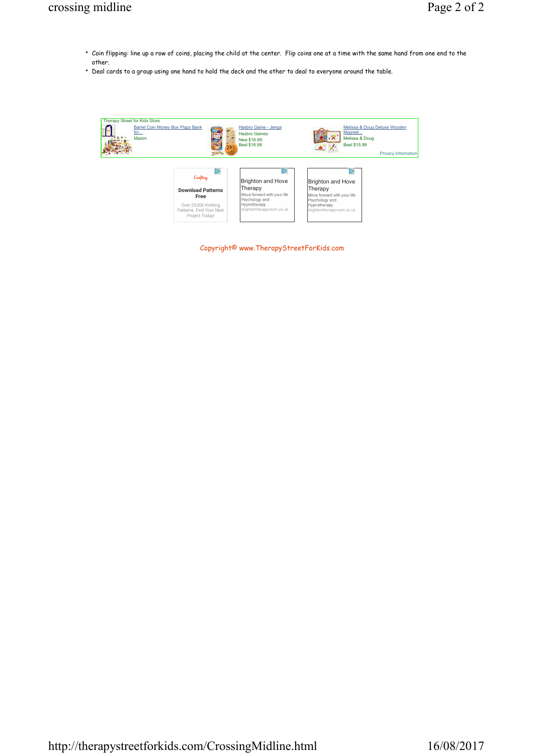- Coin flipping: line up a row of coins, placing the child at the center. Flip coins one at a time with the same hand from one end to the other.
- Deal cards to a group using one hand to hold the deck and the other to deal to everyone around the table.

Therapy Street for Kids Store

Barrel Coin Money Box Piggy Bank for...
Maxim

Hasbro Game - Jenga
Hasbro Games
New $16.99
Best $16.99

Melissa & Doug Deluxe Wooden Magneti...
Melissa & Doug
Best $15.99

Privacy Information

Craftsy
Download Patterns Free
Over 25,000 Knitting Patterns. Find Your Next Project Today!

Brighton and Hove Therapy
Move forward with your life Psychology and Hypnotherapy
brightontherapyroom.co.uk

Brighton and Hove Therapy
Move forward with your life Psychology and Hypnotherapy
brightontherapyroom.co.uk

Copyright© www.TherapyStreetForKids.com